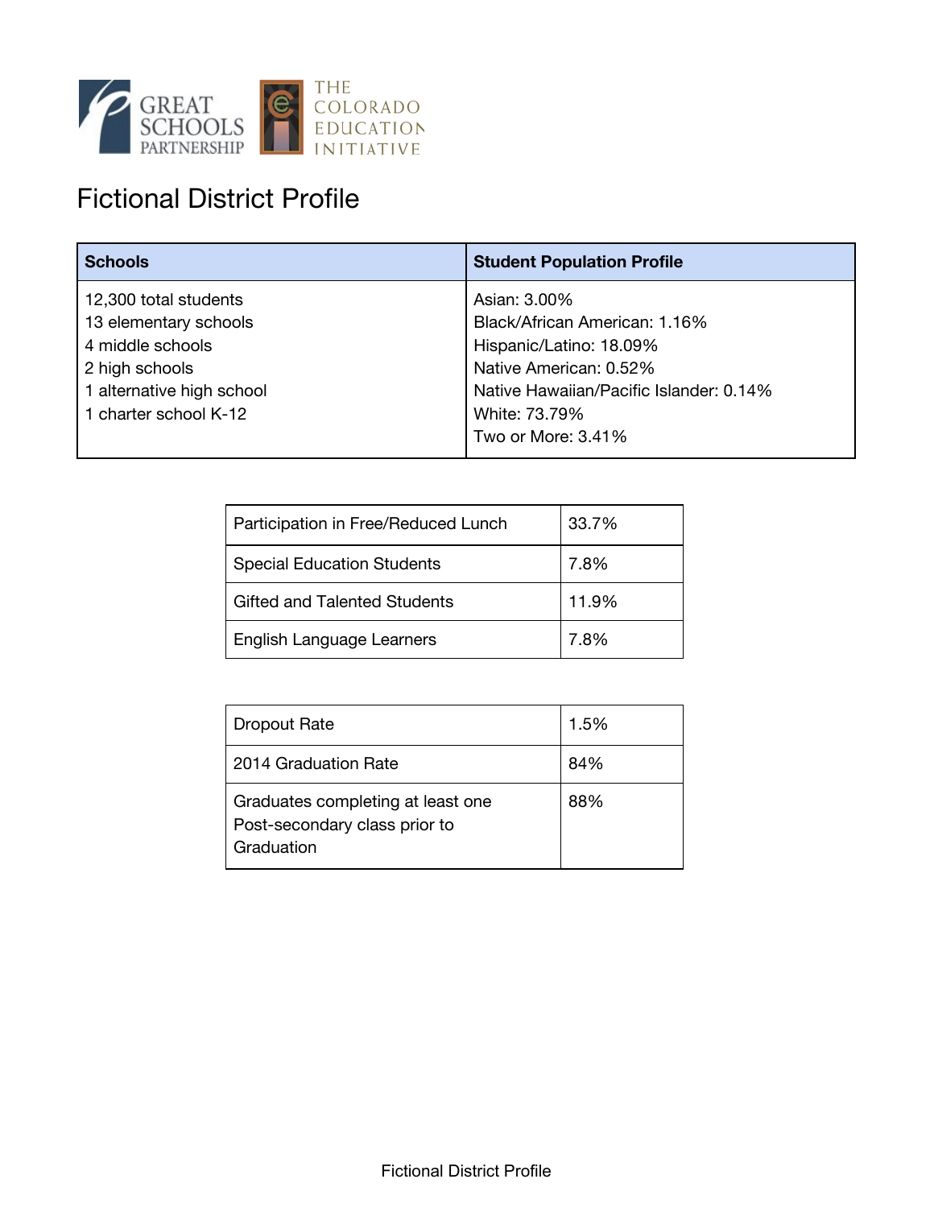# Fictional District Profile

| Schools | Student Population Profile |
| --- | --- |
| 12,300 total students<br>13 elementary schools<br>4 middle schools<br>2 high schools<br>1 alternative high school<br>1 charter school K-12 | Asian: 3.00%<br>Black/African American: 1.16%<br>Hispanic/Latino: 18.09%<br>Native American: 0.52%<br>Native Hawaiian/Pacific Islander: 0.14%<br>White: 73.79%<br>Two or More: 3.41% |

| | |
| --- | --- |
| Participation in Free/Reduced Lunch | 33.7% |
| Special Education Students | 7.8% |
| Gifted and Talented Students | 11.9% |
| English Language Learners | 7.8% |

| | |
| --- | --- |
| Dropout Rate | 1.5% |
| 2014 Graduation Rate | 84% |
| Graduates completing at least one Post-secondary class prior to Graduation | 88% |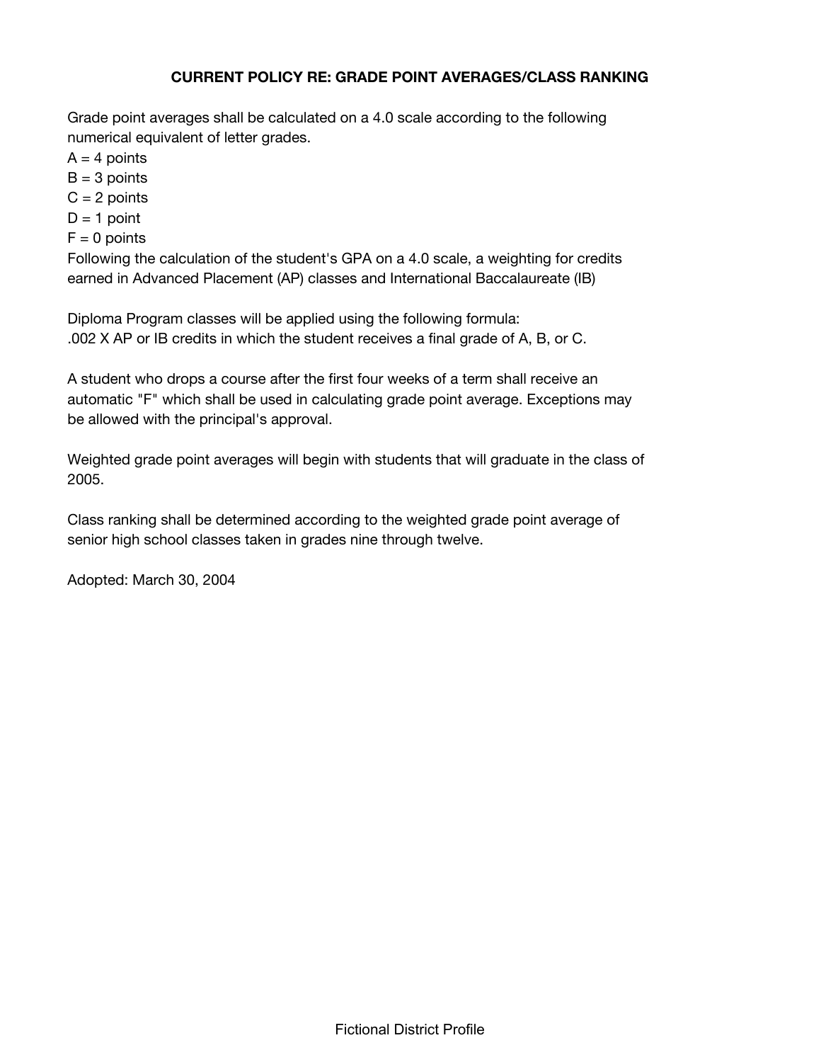**CURRENT POLICY RE: GRADE POINT AVERAGES/CLASS RANKING**

Grade point averages shall be calculated on a 4.0 scale according to the following numerical equivalent of letter grades.

A = 4 points
B = 3 points
C = 2 points
D = 1 point
F = 0 points

Following the calculation of the student's GPA on a 4.0 scale, a weighting for credits earned in Advanced Placement (AP) classes and International Baccalaureate (IB)

Diploma Program classes will be applied using the following formula:
.002 X AP or IB credits in which the student receives a final grade of A, B, or C.

A student who drops a course after the first four weeks of a term shall receive an automatic "F" which shall be used in calculating grade point average. Exceptions may be allowed with the principal's approval.

Weighted grade point averages will begin with students that will graduate in the class of 2005.

Class ranking shall be determined according to the weighted grade point average of senior high school classes taken in grades nine through twelve.

Adopted: March 30, 2004